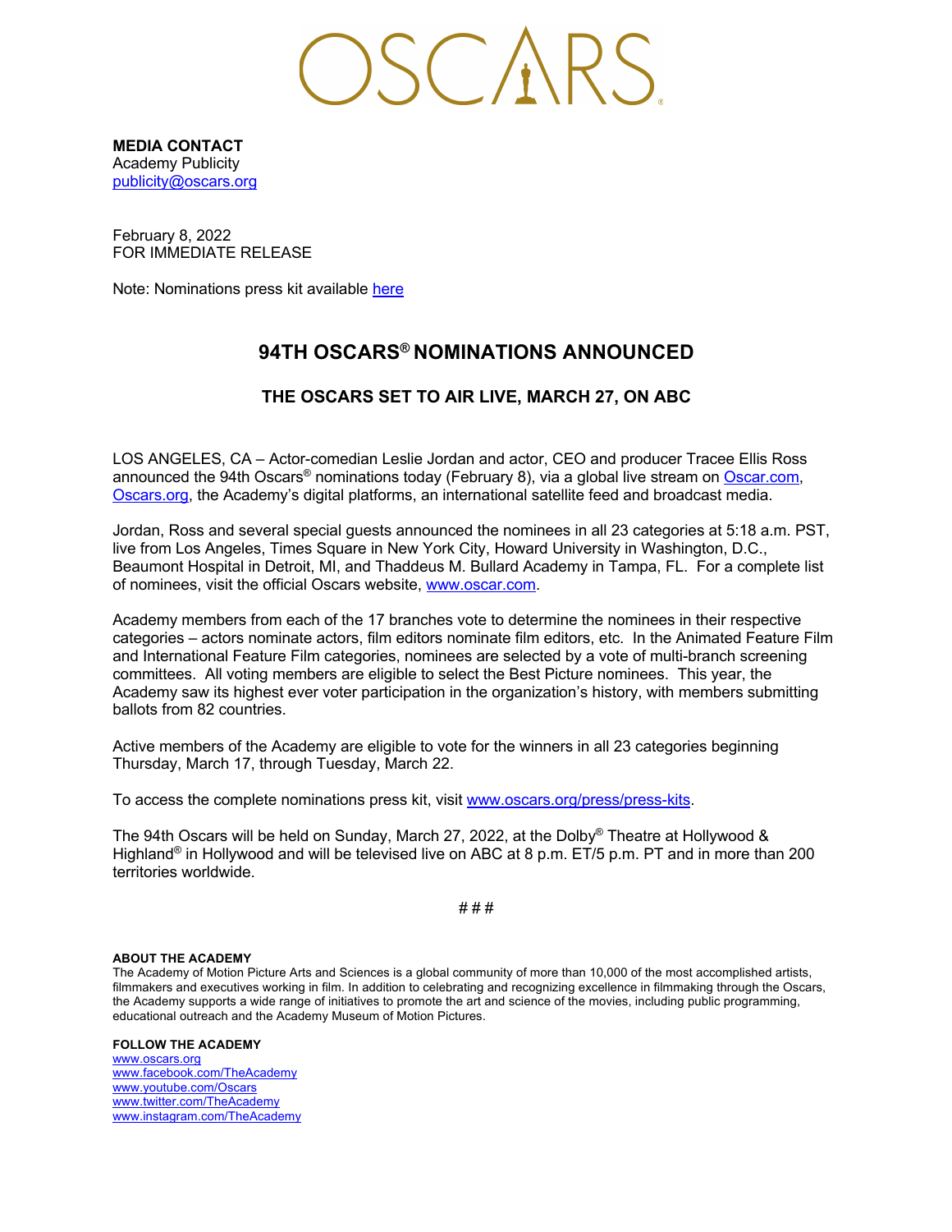OSCARS®

**MEDIA CONTACT**
Academy Publicity
publicity@oscars.org

February 8, 2022
FOR IMMEDIATE RELEASE

Note: Nominations press kit available here

# 94TH OSCARS® NOMINATIONS ANNOUNCED

## THE OSCARS SET TO AIR LIVE, MARCH 27, ON ABC

LOS ANGELES, CA – Actor-comedian Leslie Jordan and actor, CEO and producer Tracee Ellis Ross announced the 94th Oscars® nominations today (February 8), via a global live stream on Oscar.com, Oscars.org, the Academy's digital platforms, an international satellite feed and broadcast media.

Jordan, Ross and several special guests announced the nominees in all 23 categories at 5:18 a.m. PST, live from Los Angeles, Times Square in New York City, Howard University in Washington, D.C., Beaumont Hospital in Detroit, MI, and Thaddeus M. Bullard Academy in Tampa, FL. For a complete list of nominees, visit the official Oscars website, www.oscar.com.

Academy members from each of the 17 branches vote to determine the nominees in their respective categories – actors nominate actors, film editors nominate film editors, etc. In the Animated Feature Film and International Feature Film categories, nominees are selected by a vote of multi-branch screening committees. All voting members are eligible to select the Best Picture nominees. This year, the Academy saw its highest ever voter participation in the organization's history, with members submitting ballots from 82 countries.

Active members of the Academy are eligible to vote for the winners in all 23 categories beginning Thursday, March 17, through Tuesday, March 22.

To access the complete nominations press kit, visit www.oscars.org/press/press-kits.

The 94th Oscars will be held on Sunday, March 27, 2022, at the Dolby® Theatre at Hollywood & Highland® in Hollywood and will be televised live on ABC at 8 p.m. ET/5 p.m. PT and in more than 200 territories worldwide.

# # #

**ABOUT THE ACADEMY**
The Academy of Motion Picture Arts and Sciences is a global community of more than 10,000 of the most accomplished artists, filmmakers and executives working in film. In addition to celebrating and recognizing excellence in filmmaking through the Oscars, the Academy supports a wide range of initiatives to promote the art and science of the movies, including public programming, educational outreach and the Academy Museum of Motion Pictures.

**FOLLOW THE ACADEMY**
www.oscars.org
www.facebook.com/TheAcademy
www.youtube.com/Oscars
www.twitter.com/TheAcademy
www.instagram.com/TheAcademy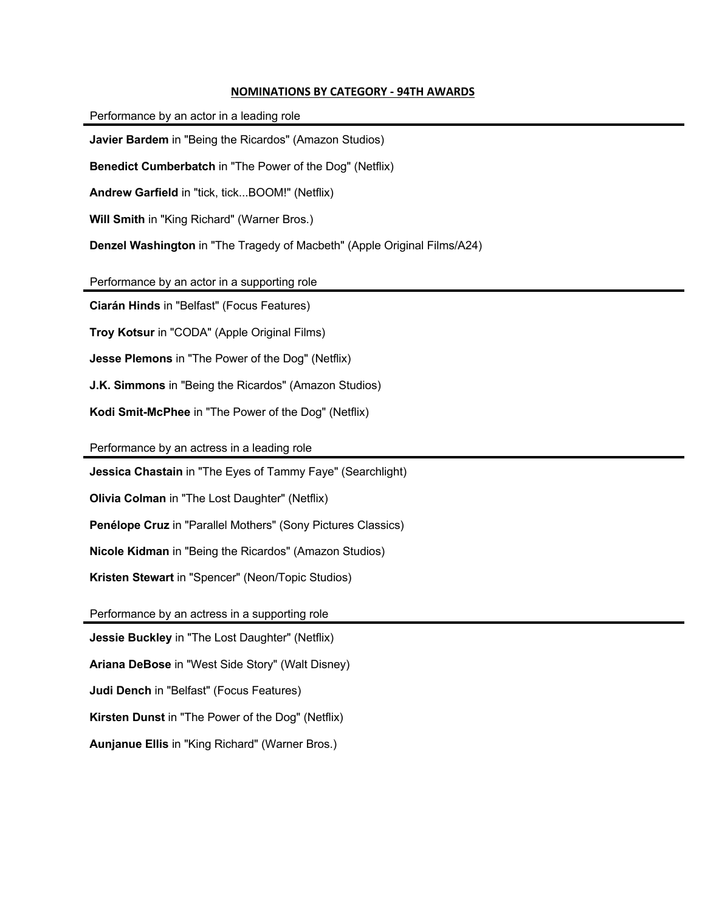## NOMINATIONS BY CATEGORY - 94TH AWARDS

### Performance by an actor in a leading role

**Javier Bardem** in "Being the Ricardos" (Amazon Studios)

**Benedict Cumberbatch** in "The Power of the Dog" (Netflix)

**Andrew Garfield** in "tick, tick...BOOM!" (Netflix)

**Will Smith** in "King Richard" (Warner Bros.)

**Denzel Washington** in "The Tragedy of Macbeth" (Apple Original Films/A24)

### Performance by an actor in a supporting role

**Ciarán Hinds** in "Belfast" (Focus Features)

**Troy Kotsur** in "CODA" (Apple Original Films)

**Jesse Plemons** in "The Power of the Dog" (Netflix)

**J.K. Simmons** in "Being the Ricardos" (Amazon Studios)

**Kodi Smit-McPhee** in "The Power of the Dog" (Netflix)

### Performance by an actress in a leading role

**Jessica Chastain** in "The Eyes of Tammy Faye" (Searchlight)

**Olivia Colman** in "The Lost Daughter" (Netflix)

**Penélope Cruz** in "Parallel Mothers" (Sony Pictures Classics)

**Nicole Kidman** in "Being the Ricardos" (Amazon Studios)

**Kristen Stewart** in "Spencer" (Neon/Topic Studios)

### Performance by an actress in a supporting role

**Jessie Buckley** in "The Lost Daughter" (Netflix)

**Ariana DeBose** in "West Side Story" (Walt Disney)

**Judi Dench** in "Belfast" (Focus Features)

**Kirsten Dunst** in "The Power of the Dog" (Netflix)

**Aunjanue Ellis** in "King Richard" (Warner Bros.)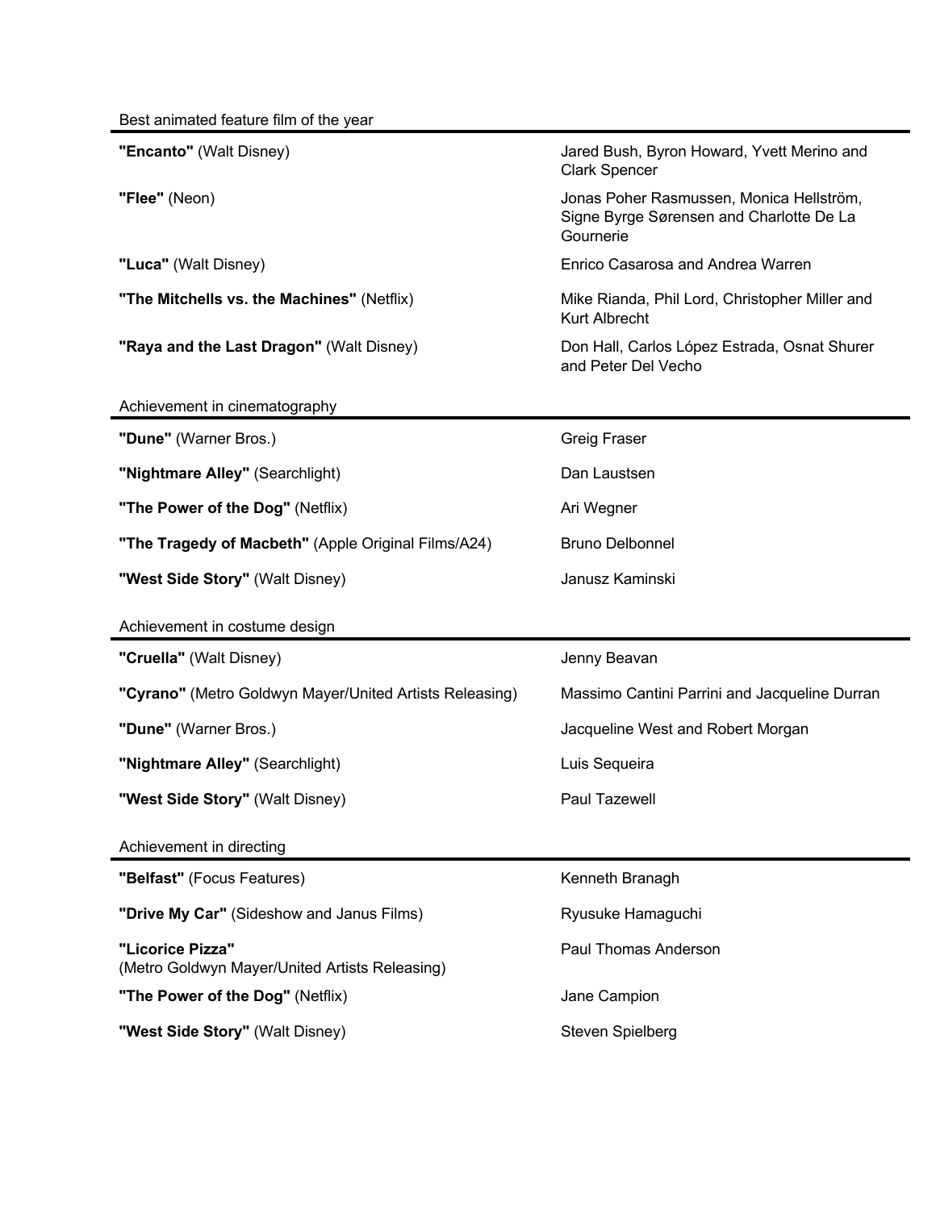## Best animated feature film of the year

| Film | Nominees |
| --- | --- |
| **"Encanto"** (Walt Disney) | Jared Bush, Byron Howard, Yvett Merino and Clark Spencer |
| **"Flee"** (Neon) | Jonas Poher Rasmussen, Monica Hellström, Signe Byrge Sørensen and Charlotte De La Gournerie |
| **"Luca"** (Walt Disney) | Enrico Casarosa and Andrea Warren |
| **"The Mitchells vs. the Machines"** (Netflix) | Mike Rianda, Phil Lord, Christopher Miller and Kurt Albrecht |
| **"Raya and the Last Dragon"** (Walt Disney) | Don Hall, Carlos López Estrada, Osnat Shurer and Peter Del Vecho |

## Achievement in cinematography

| Film | Nominees |
| --- | --- |
| **"Dune"** (Warner Bros.) | Greig Fraser |
| **"Nightmare Alley"** (Searchlight) | Dan Laustsen |
| **"The Power of the Dog"** (Netflix) | Ari Wegner |
| **"The Tragedy of Macbeth"** (Apple Original Films/A24) | Bruno Delbonnel |
| **"West Side Story"** (Walt Disney) | Janusz Kaminski |

## Achievement in costume design

| Film | Nominees |
| --- | --- |
| **"Cruella"** (Walt Disney) | Jenny Beavan |
| **"Cyrano"** (Metro Goldwyn Mayer/United Artists Releasing) | Massimo Cantini Parrini and Jacqueline Durran |
| **"Dune"** (Warner Bros.) | Jacqueline West and Robert Morgan |
| **"Nightmare Alley"** (Searchlight) | Luis Sequeira |
| **"West Side Story"** (Walt Disney) | Paul Tazewell |

## Achievement in directing

| Film | Nominees |
| --- | --- |
| **"Belfast"** (Focus Features) | Kenneth Branagh |
| **"Drive My Car"** (Sideshow and Janus Films) | Ryusuke Hamaguchi |
| **"Licorice Pizza"** (Metro Goldwyn Mayer/United Artists Releasing) | Paul Thomas Anderson |
| **"The Power of the Dog"** (Netflix) | Jane Campion |
| **"West Side Story"** (Walt Disney) | Steven Spielberg |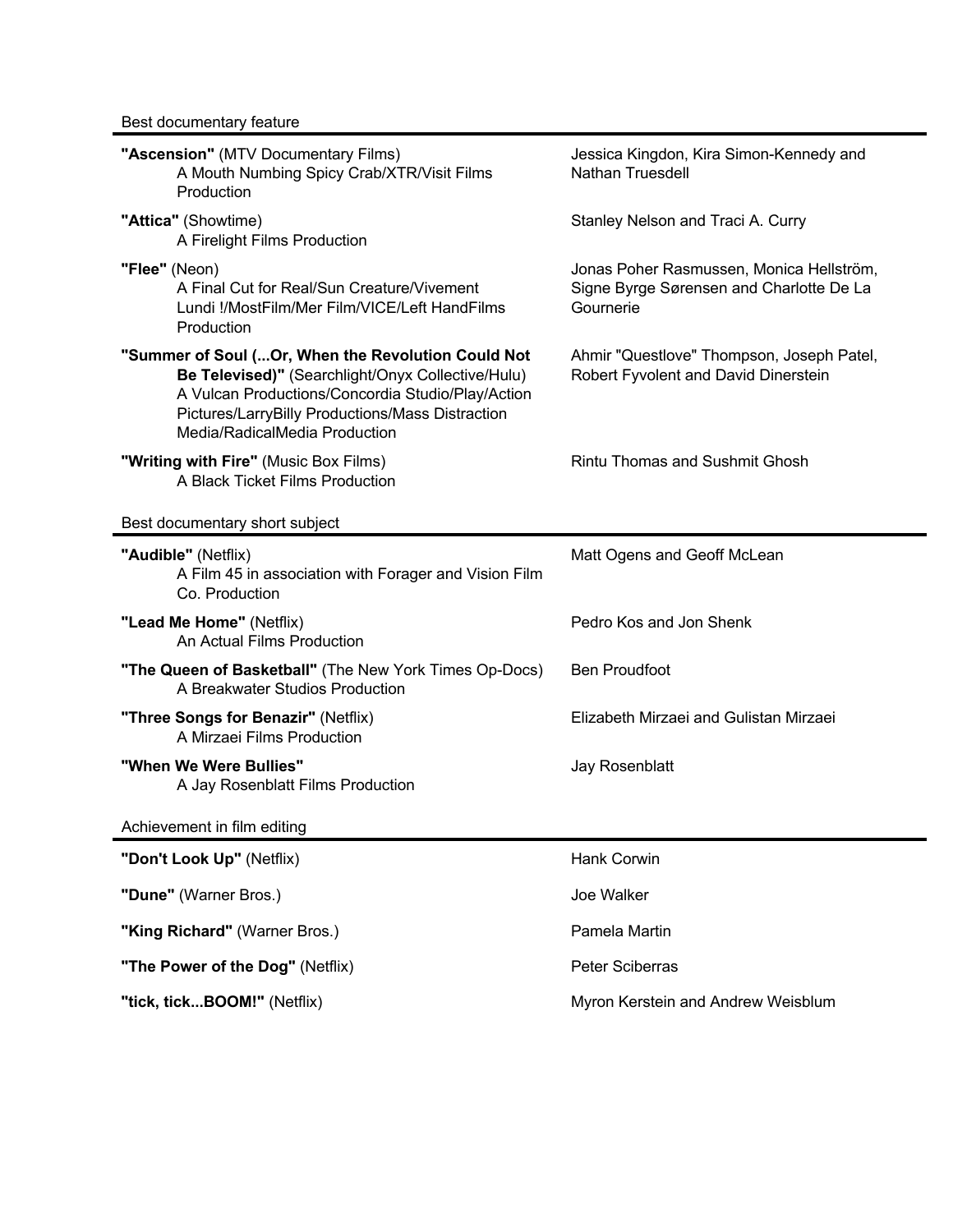## Best documentary feature

| Film | Nominees |
|---|---|
| **"Ascension"** (MTV Documentary Films) A Mouth Numbing Spicy Crab/XTR/Visit Films Production | Jessica Kingdon, Kira Simon-Kennedy and Nathan Truesdell |
| **"Attica"** (Showtime) A Firelight Films Production | Stanley Nelson and Traci A. Curry |
| **"Flee"** (Neon) A Final Cut for Real/Sun Creature/Vivement Lundi !/MostFilm/Mer Film/VICE/Left HandFilms Production | Jonas Poher Rasmussen, Monica Hellström, Signe Byrge Sørensen and Charlotte De La Gournerie |
| **"Summer of Soul (...Or, When the Revolution Could Not Be Televised)"** (Searchlight/Onyx Collective/Hulu) A Vulcan Productions/Concordia Studio/Play/Action Pictures/LarryBilly Productions/Mass Distraction Media/RadicalMedia Production | Ahmir "Questlove" Thompson, Joseph Patel, Robert Fyvolent and David Dinerstein |
| **"Writing with Fire"** (Music Box Films) A Black Ticket Films Production | Rintu Thomas and Sushmit Ghosh |

## Best documentary short subject

| Film | Nominees |
|---|---|
| **"Audible"** (Netflix) A Film 45 in association with Forager and Vision Film Co. Production | Matt Ogens and Geoff McLean |
| **"Lead Me Home"** (Netflix) An Actual Films Production | Pedro Kos and Jon Shenk |
| **"The Queen of Basketball"** (The New York Times Op-Docs) A Breakwater Studios Production | Ben Proudfoot |
| **"Three Songs for Benazir"** (Netflix) A Mirzaei Films Production | Elizabeth Mirzaei and Gulistan Mirzaei |
| **"When We Were Bullies"** A Jay Rosenblatt Films Production | Jay Rosenblatt |

## Achievement in film editing

| Film | Nominees |
|---|---|
| **"Don't Look Up"** (Netflix) | Hank Corwin |
| **"Dune"** (Warner Bros.) | Joe Walker |
| **"King Richard"** (Warner Bros.) | Pamela Martin |
| **"The Power of the Dog"** (Netflix) | Peter Sciberras |
| **"tick, tick...BOOM!"** (Netflix) | Myron Kerstein and Andrew Weisblum |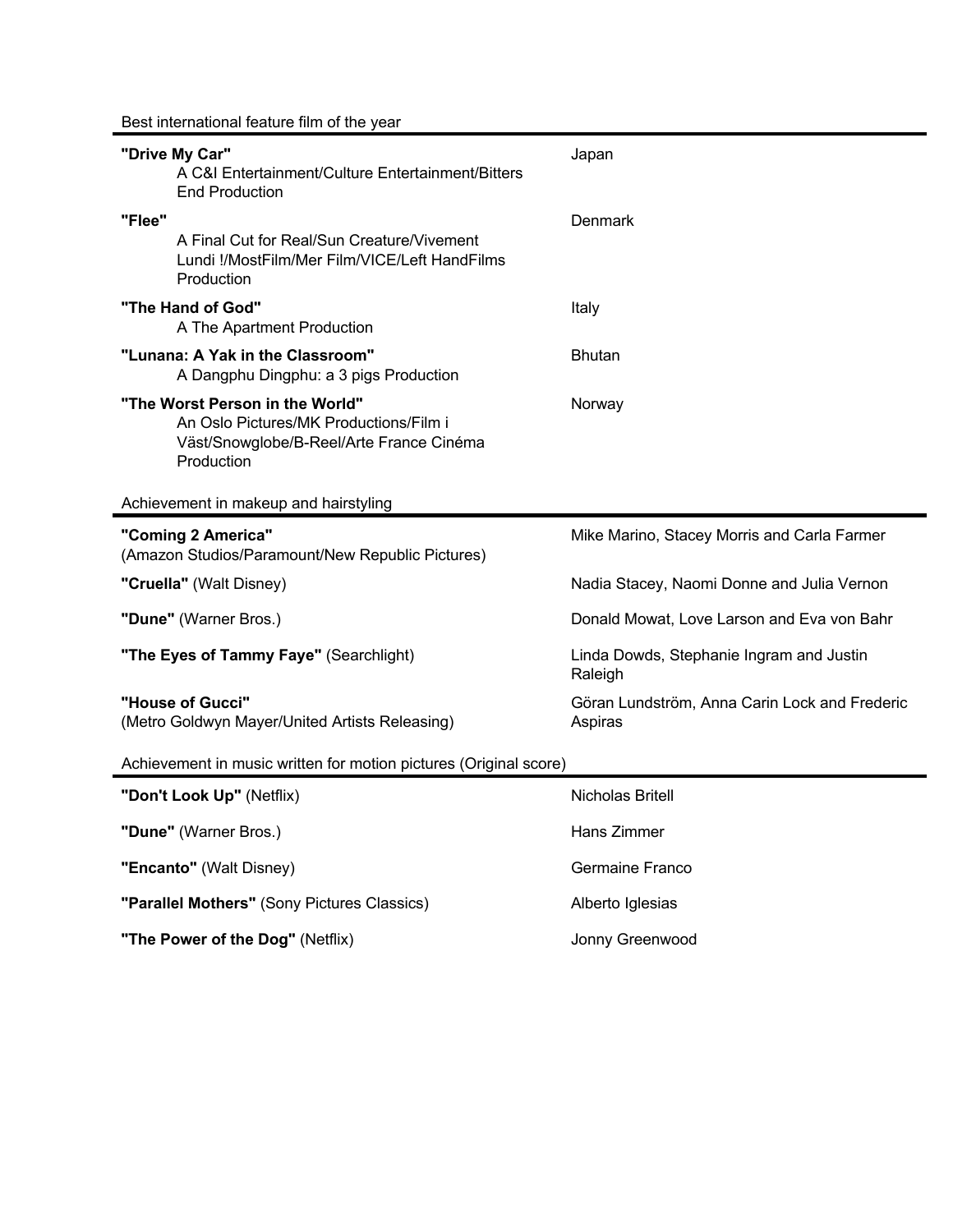## Best international feature film of the year

| Film | Country |
| --- | --- |
| **"Drive My Car"** A C&I Entertainment/Culture Entertainment/Bitters End Production | Japan |
| **"Flee"** A Final Cut for Real/Sun Creature/Vivement Lundi !/MostFilm/Mer Film/VICE/Left HandFilms Production | Denmark |
| **"The Hand of God"** A The Apartment Production | Italy |
| **"Lunana: A Yak in the Classroom"** A Dangphu Dingphu: a 3 pigs Production | Bhutan |
| **"The Worst Person in the World"** An Oslo Pictures/MK Productions/Film i Väst/Snowglobe/B-Reel/Arte France Cinéma Production | Norway |

## Achievement in makeup and hairstyling

| Film | Nominees |
| --- | --- |
| **"Coming 2 America"** (Amazon Studios/Paramount/New Republic Pictures) | Mike Marino, Stacey Morris and Carla Farmer |
| **"Cruella"** (Walt Disney) | Nadia Stacey, Naomi Donne and Julia Vernon |
| **"Dune"** (Warner Bros.) | Donald Mowat, Love Larson and Eva von Bahr |
| **"The Eyes of Tammy Faye"** (Searchlight) | Linda Dowds, Stephanie Ingram and Justin Raleigh |
| **"House of Gucci"** (Metro Goldwyn Mayer/United Artists Releasing) | Göran Lundström, Anna Carin Lock and Frederic Aspiras |

## Achievement in music written for motion pictures (Original score)

| Film | Nominee |
| --- | --- |
| **"Don't Look Up"** (Netflix) | Nicholas Britell |
| **"Dune"** (Warner Bros.) | Hans Zimmer |
| **"Encanto"** (Walt Disney) | Germaine Franco |
| **"Parallel Mothers"** (Sony Pictures Classics) | Alberto Iglesias |
| **"The Power of the Dog"** (Netflix) | Jonny Greenwood |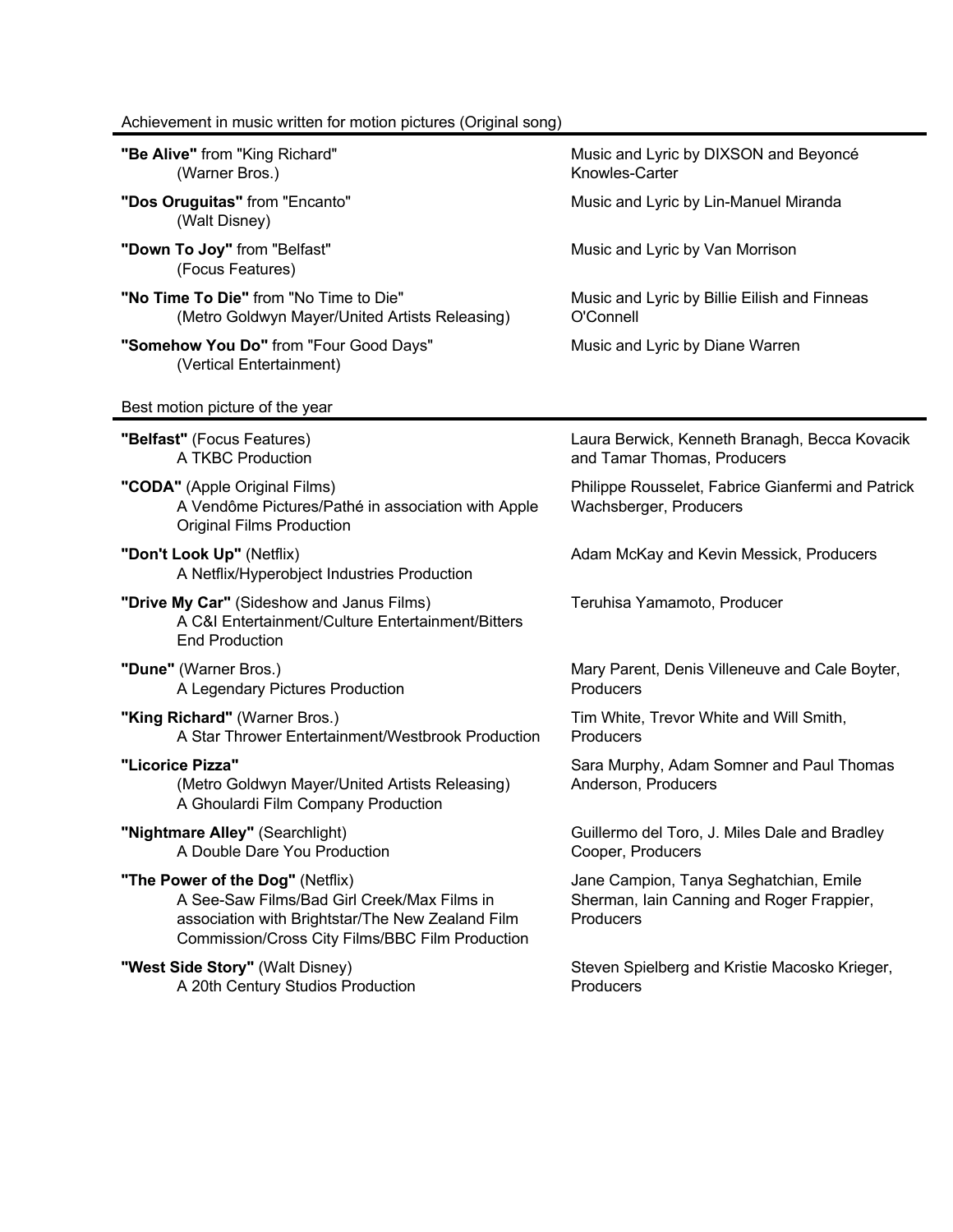## Achievement in music written for motion pictures (Original song)

| Nominee | Credits |
| --- | --- |
| **"Be Alive"** from "King Richard" (Warner Bros.) | Music and Lyric by DIXSON and Beyoncé Knowles-Carter |
| **"Dos Oruguitas"** from "Encanto" (Walt Disney) | Music and Lyric by Lin-Manuel Miranda |
| **"Down To Joy"** from "Belfast" (Focus Features) | Music and Lyric by Van Morrison |
| **"No Time To Die"** from "No Time to Die" (Metro Goldwyn Mayer/United Artists Releasing) | Music and Lyric by Billie Eilish and Finneas O'Connell |
| **"Somehow You Do"** from "Four Good Days" (Vertical Entertainment) | Music and Lyric by Diane Warren |

## Best motion picture of the year

| Nominee | Credits |
| --- | --- |
| **"Belfast"** (Focus Features) A TKBC Production | Laura Berwick, Kenneth Branagh, Becca Kovacik and Tamar Thomas, Producers |
| **"CODA"** (Apple Original Films) A Vendôme Pictures/Pathé in association with Apple Original Films Production | Philippe Rousselet, Fabrice Gianfermi and Patrick Wachsberger, Producers |
| **"Don't Look Up"** (Netflix) A Netflix/Hyperobject Industries Production | Adam McKay and Kevin Messick, Producers |
| **"Drive My Car"** (Sideshow and Janus Films) A C&I Entertainment/Culture Entertainment/Bitters End Production | Teruhisa Yamamoto, Producer |
| **"Dune"** (Warner Bros.) A Legendary Pictures Production | Mary Parent, Denis Villeneuve and Cale Boyter, Producers |
| **"King Richard"** (Warner Bros.) A Star Thrower Entertainment/Westbrook Production | Tim White, Trevor White and Will Smith, Producers |
| **"Licorice Pizza"** (Metro Goldwyn Mayer/United Artists Releasing) A Ghoulardi Film Company Production | Sara Murphy, Adam Somner and Paul Thomas Anderson, Producers |
| **"Nightmare Alley"** (Searchlight) A Double Dare You Production | Guillermo del Toro, J. Miles Dale and Bradley Cooper, Producers |
| **"The Power of the Dog"** (Netflix) A See-Saw Films/Bad Girl Creek/Max Films in association with Brightstar/The New Zealand Film Commission/Cross City Films/BBC Film Production | Jane Campion, Tanya Seghatchian, Emile Sherman, Iain Canning and Roger Frappier, Producers |
| **"West Side Story"** (Walt Disney) A 20th Century Studios Production | Steven Spielberg and Kristie Macosko Krieger, Producers |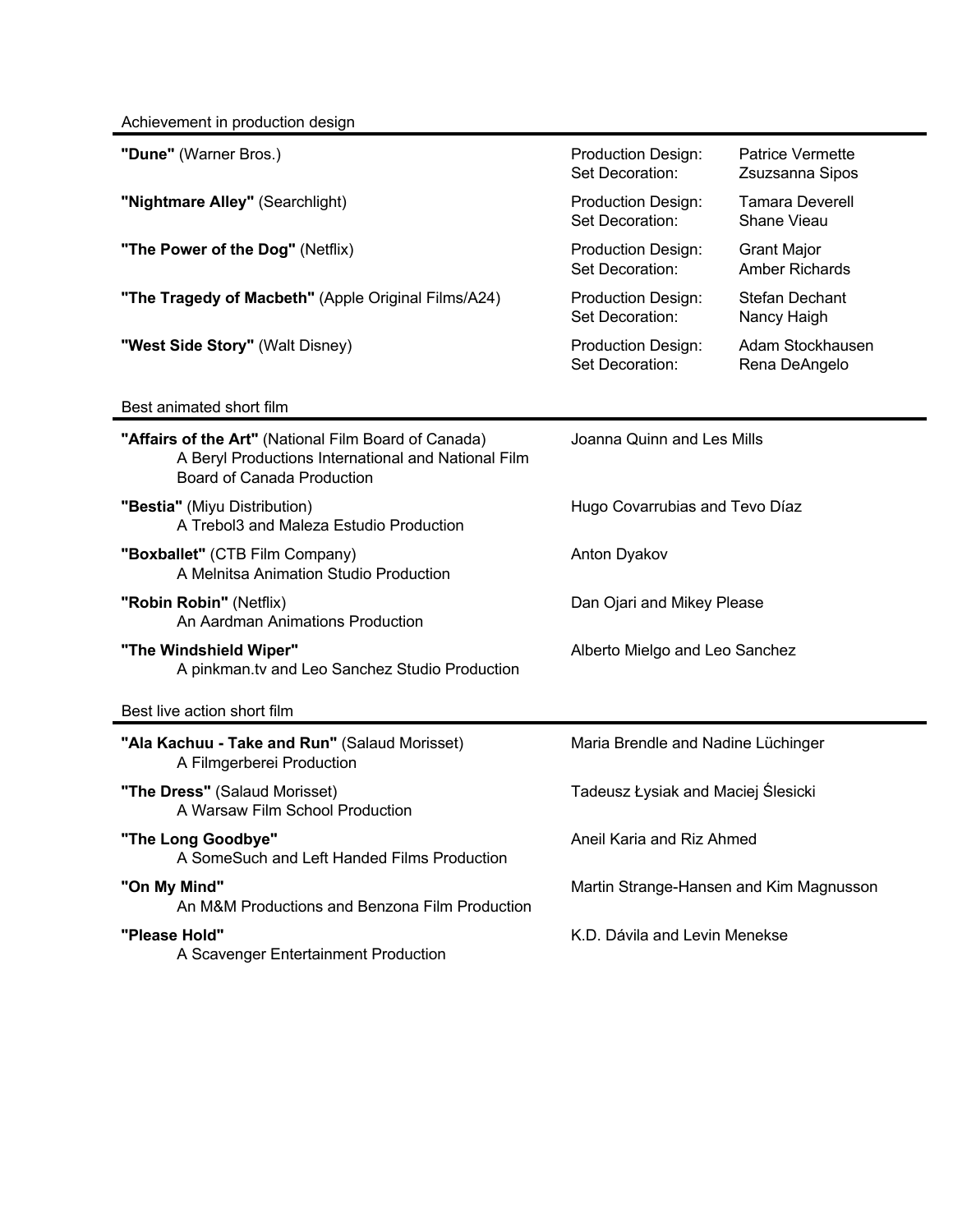## Achievement in production design

**"Dune"** (Warner Bros.)
Production Design: Patrice Vermette
Set Decoration: Zsuzsanna Sipos

**"Nightmare Alley"** (Searchlight)
Production Design: Tamara Deverell
Set Decoration: Shane Vieau

**"The Power of the Dog"** (Netflix)
Production Design: Grant Major
Set Decoration: Amber Richards

**"The Tragedy of Macbeth"** (Apple Original Films/A24)
Production Design: Stefan Dechant
Set Decoration: Nancy Haigh

**"West Side Story"** (Walt Disney)
Production Design: Adam Stockhausen
Set Decoration: Rena DeAngelo

## Best animated short film

**"Affairs of the Art"** (National Film Board of Canada)
A Beryl Productions International and National Film Board of Canada Production
Joanna Quinn and Les Mills

**"Bestia"** (Miyu Distribution)
A Trebol3 and Maleza Estudio Production
Hugo Covarrubias and Tevo Díaz

**"Boxballet"** (CTB Film Company)
A Melnitsa Animation Studio Production
Anton Dyakov

**"Robin Robin"** (Netflix)
An Aardman Animations Production
Dan Ojari and Mikey Please

**"The Windshield Wiper"**
A pinkman.tv and Leo Sanchez Studio Production
Alberto Mielgo and Leo Sanchez

## Best live action short film

**"Ala Kachuu - Take and Run"** (Salaud Morisset)
A Filmgerberei Production
Maria Brendle and Nadine Lüchinger

**"The Dress"** (Salaud Morisset)
A Warsaw Film School Production
Tadeusz Łysiak and Maciej Ślesicki

**"The Long Goodbye"**
A SomeSuch and Left Handed Films Production
Aneil Karia and Riz Ahmed

**"On My Mind"**
An M&M Productions and Benzona Film Production
Martin Strange-Hansen and Kim Magnusson

**"Please Hold"**
A Scavenger Entertainment Production
K.D. Dávila and Levin Menekse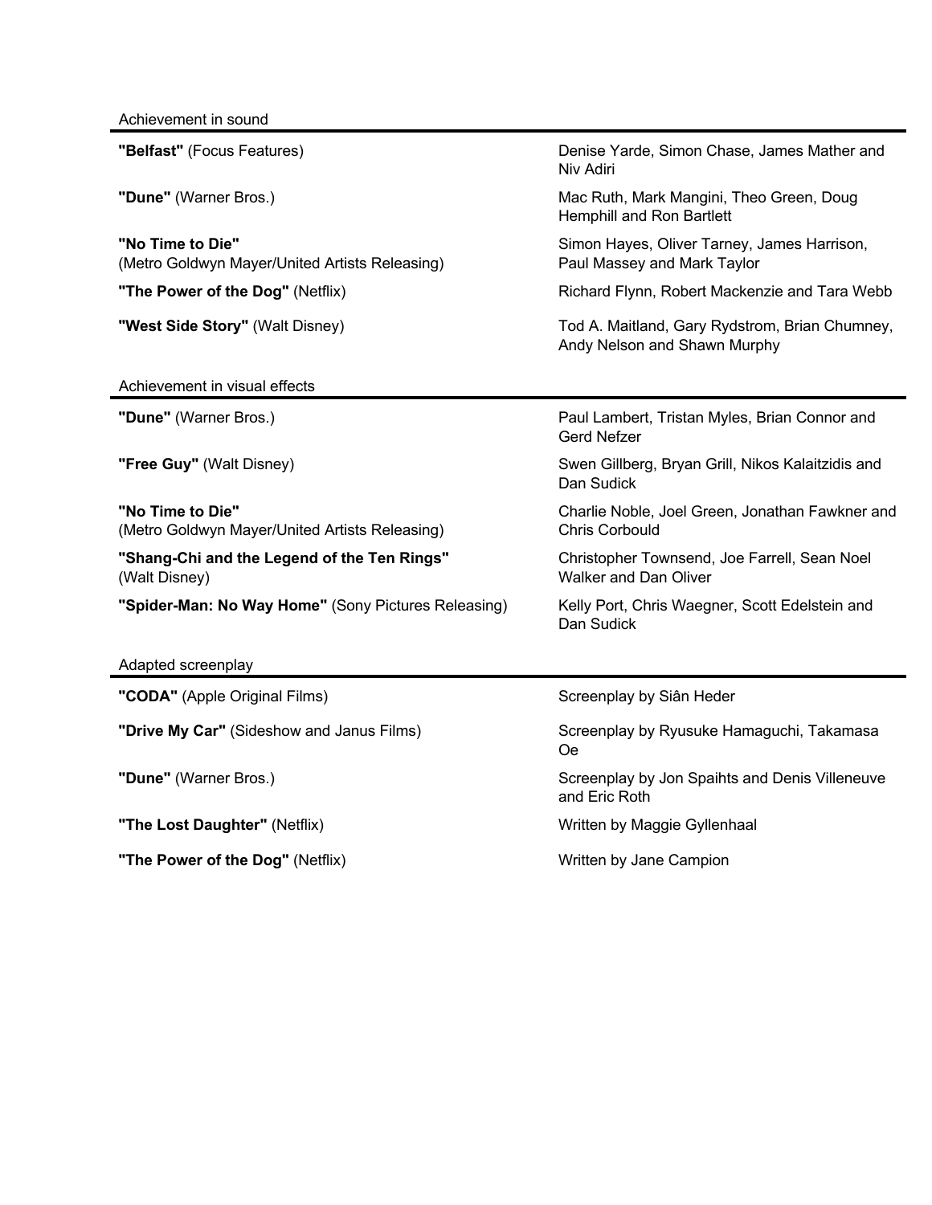## Achievement in sound

| | |
|---|---|
| **"Belfast"** (Focus Features) | Denise Yarde, Simon Chase, James Mather and Niv Adiri |
| **"Dune"** (Warner Bros.) | Mac Ruth, Mark Mangini, Theo Green, Doug Hemphill and Ron Bartlett |
| **"No Time to Die"** (Metro Goldwyn Mayer/United Artists Releasing) | Simon Hayes, Oliver Tarney, James Harrison, Paul Massey and Mark Taylor |
| **"The Power of the Dog"** (Netflix) | Richard Flynn, Robert Mackenzie and Tara Webb |
| **"West Side Story"** (Walt Disney) | Tod A. Maitland, Gary Rydstrom, Brian Chumney, Andy Nelson and Shawn Murphy |

## Achievement in visual effects

| | |
|---|---|
| **"Dune"** (Warner Bros.) | Paul Lambert, Tristan Myles, Brian Connor and Gerd Nefzer |
| **"Free Guy"** (Walt Disney) | Swen Gillberg, Bryan Grill, Nikos Kalaitzidis and Dan Sudick |
| **"No Time to Die"** (Metro Goldwyn Mayer/United Artists Releasing) | Charlie Noble, Joel Green, Jonathan Fawkner and Chris Corbould |
| **"Shang-Chi and the Legend of the Ten Rings"** (Walt Disney) | Christopher Townsend, Joe Farrell, Sean Noel Walker and Dan Oliver |
| **"Spider-Man: No Way Home"** (Sony Pictures Releasing) | Kelly Port, Chris Waegner, Scott Edelstein and Dan Sudick |

## Adapted screenplay

| | |
|---|---|
| **"CODA"** (Apple Original Films) | Screenplay by Siân Heder |
| **"Drive My Car"** (Sideshow and Janus Films) | Screenplay by Ryusuke Hamaguchi, Takamasa Oe |
| **"Dune"** (Warner Bros.) | Screenplay by Jon Spaihts and Denis Villeneuve and Eric Roth |
| **"The Lost Daughter"** (Netflix) | Written by Maggie Gyllenhaal |
| **"The Power of the Dog"** (Netflix) | Written by Jane Campion |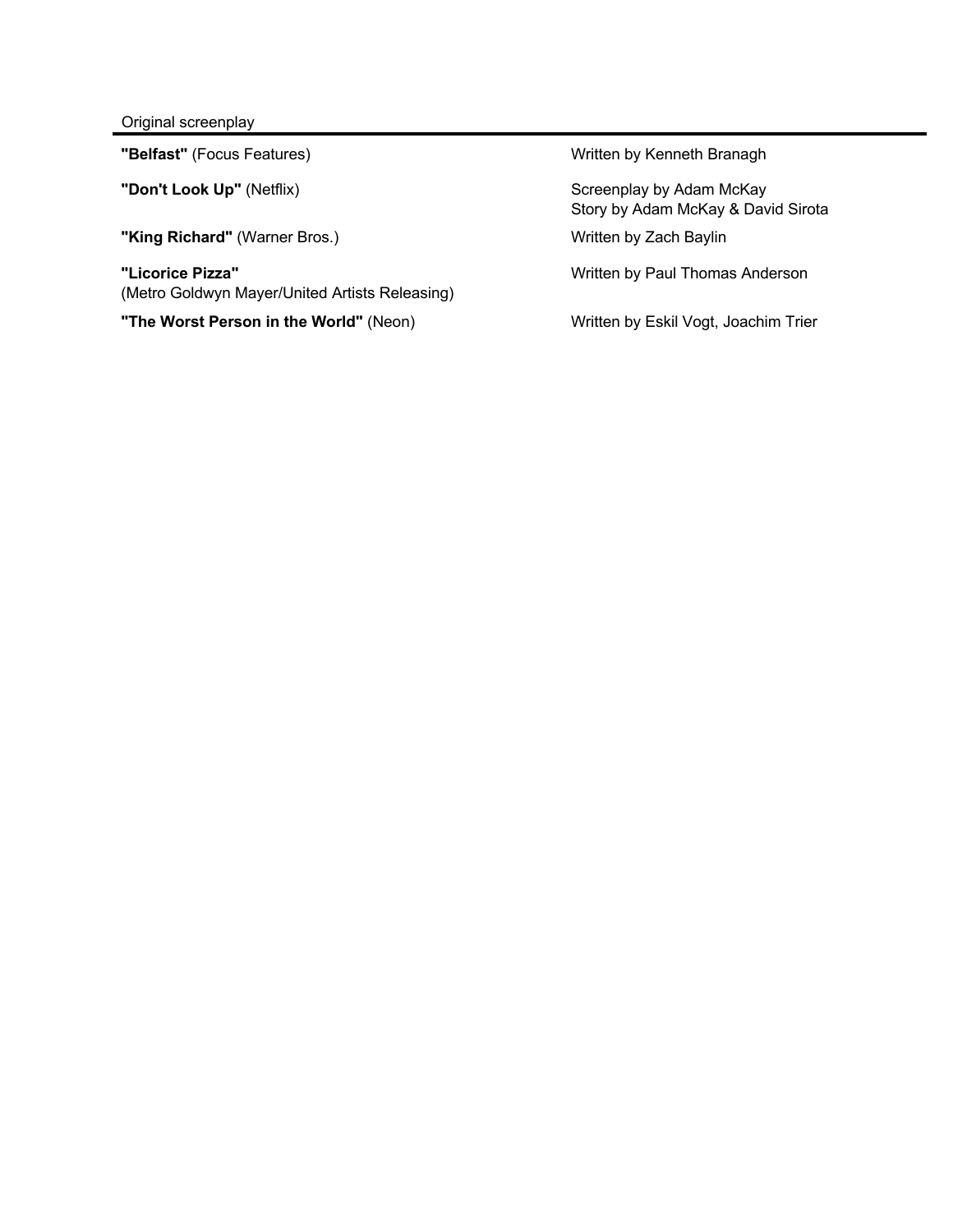## Original screenplay

| | |
|---|---|
| **"Belfast"** (Focus Features) | Written by Kenneth Branagh |
| **"Don't Look Up"** (Netflix) | Screenplay by Adam McKay<br>Story by Adam McKay & David Sirota |
| **"King Richard"** (Warner Bros.) | Written by Zach Baylin |
| **"Licorice Pizza"**<br>(Metro Goldwyn Mayer/United Artists Releasing) | Written by Paul Thomas Anderson |
| **"The Worst Person in the World"** (Neon) | Written by Eskil Vogt, Joachim Trier |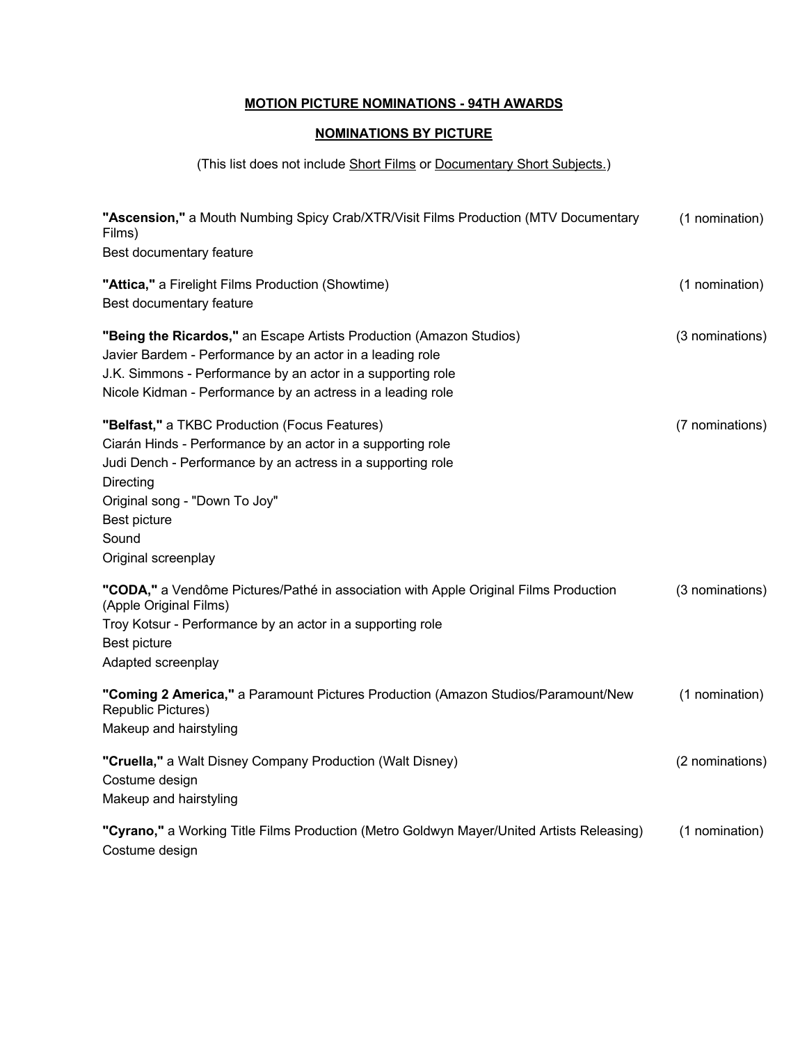**MOTION PICTURE NOMINATIONS - 94TH AWARDS**

**NOMINATIONS BY PICTURE**

(This list does not include Short Films or Documentary Short Subjects.)

**"Ascension,"** a Mouth Numbing Spicy Crab/XTR/Visit Films Production (MTV Documentary Films) (1 nomination)
Best documentary feature

**"Attica,"** a Firelight Films Production (Showtime) (1 nomination)
Best documentary feature

**"Being the Ricardos,"** an Escape Artists Production (Amazon Studios) (3 nominations)
Javier Bardem - Performance by an actor in a leading role
J.K. Simmons - Performance by an actor in a supporting role
Nicole Kidman - Performance by an actress in a leading role

**"Belfast,"** a TKBC Production (Focus Features) (7 nominations)
Ciarán Hinds - Performance by an actor in a supporting role
Judi Dench - Performance by an actress in a supporting role
Directing
Original song - "Down To Joy"
Best picture
Sound
Original screenplay

**"CODA,"** a Vendôme Pictures/Pathé in association with Apple Original Films Production (Apple Original Films) (3 nominations)
Troy Kotsur - Performance by an actor in a supporting role
Best picture
Adapted screenplay

**"Coming 2 America,"** a Paramount Pictures Production (Amazon Studios/Paramount/New Republic Pictures) (1 nomination)
Makeup and hairstyling

**"Cruella,"** a Walt Disney Company Production (Walt Disney) (2 nominations)
Costume design
Makeup and hairstyling

**"Cyrano,"** a Working Title Films Production (Metro Goldwyn Mayer/United Artists Releasing) (1 nomination)
Costume design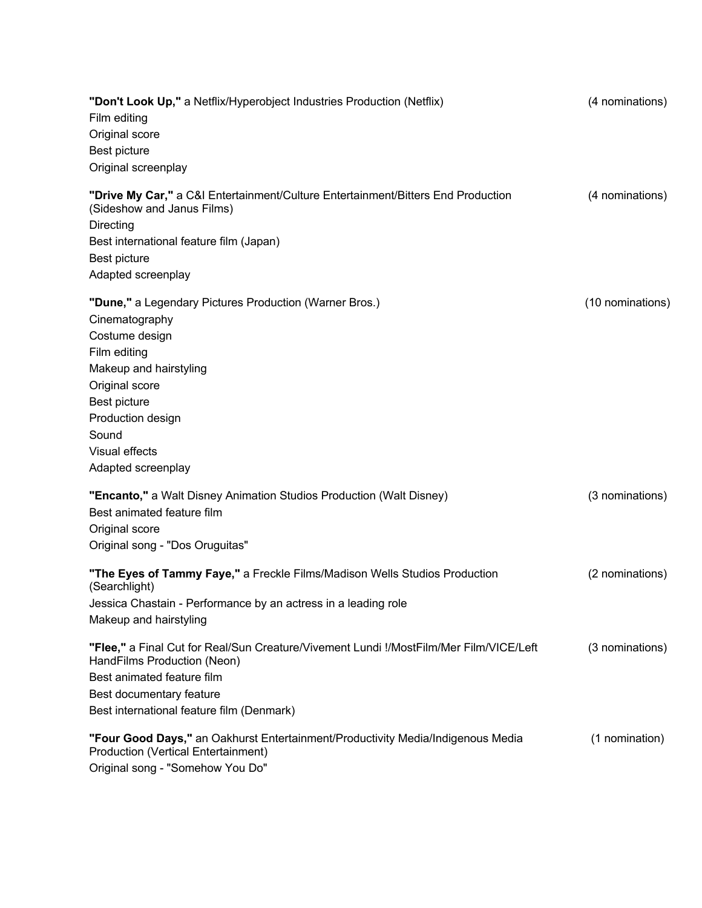**"Don't Look Up,"** a Netflix/Hyperobject Industries Production (Netflix) (4 nominations)

Film editing
Original score
Best picture
Original screenplay

**"Drive My Car,"** a C&I Entertainment/Culture Entertainment/Bitters End Production (Sideshow and Janus Films) (4 nominations)

Directing
Best international feature film (Japan)
Best picture
Adapted screenplay

**"Dune,"** a Legendary Pictures Production (Warner Bros.) (10 nominations)

Cinematography
Costume design
Film editing
Makeup and hairstyling
Original score
Best picture
Production design
Sound
Visual effects
Adapted screenplay

**"Encanto,"** a Walt Disney Animation Studios Production (Walt Disney) (3 nominations)

Best animated feature film
Original score
Original song - "Dos Oruguitas"

**"The Eyes of Tammy Faye,"** a Freckle Films/Madison Wells Studios Production (Searchlight) (2 nominations)

Jessica Chastain - Performance by an actress in a leading role
Makeup and hairstyling

**"Flee,"** a Final Cut for Real/Sun Creature/Vivement Lundi !/MostFilm/Mer Film/VICE/Left HandFilms Production (Neon) (3 nominations)

Best animated feature film
Best documentary feature
Best international feature film (Denmark)

**"Four Good Days,"** an Oakhurst Entertainment/Productivity Media/Indigenous Media Production (Vertical Entertainment) (1 nomination)

Original song - "Somehow You Do"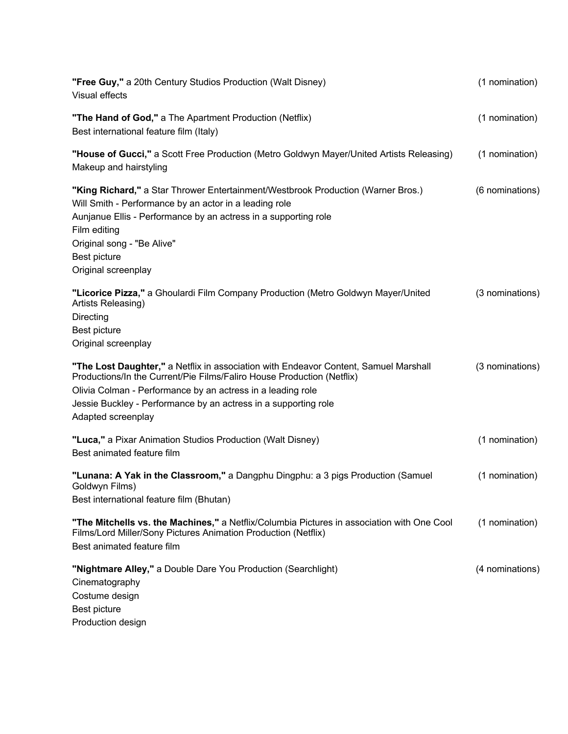**"Free Guy,"** a 20th Century Studios Production (Walt Disney) (1 nomination)
Visual effects

**"The Hand of God,"** a The Apartment Production (Netflix) (1 nomination)
Best international feature film (Italy)

**"House of Gucci,"** a Scott Free Production (Metro Goldwyn Mayer/United Artists Releasing) (1 nomination)
Makeup and hairstyling

**"King Richard,"** a Star Thrower Entertainment/Westbrook Production (Warner Bros.) (6 nominations)
Will Smith - Performance by an actor in a leading role
Aunjanue Ellis - Performance by an actress in a supporting role
Film editing
Original song - "Be Alive"
Best picture
Original screenplay

**"Licorice Pizza,"** a Ghoulardi Film Company Production (Metro Goldwyn Mayer/United Artists Releasing) (3 nominations)
Directing
Best picture
Original screenplay

**"The Lost Daughter,"** a Netflix in association with Endeavor Content, Samuel Marshall Productions/In the Current/Pie Films/Faliro House Production (Netflix) (3 nominations)
Olivia Colman - Performance by an actress in a leading role
Jessie Buckley - Performance by an actress in a supporting role
Adapted screenplay

**"Luca,"** a Pixar Animation Studios Production (Walt Disney) (1 nomination)
Best animated feature film

**"Lunana: A Yak in the Classroom,"** a Dangphu Dingphu: a 3 pigs Production (Samuel Goldwyn Films) (1 nomination)
Best international feature film (Bhutan)

**"The Mitchells vs. the Machines,"** a Netflix/Columbia Pictures in association with One Cool Films/Lord Miller/Sony Pictures Animation Production (Netflix) (1 nomination)
Best animated feature film

**"Nightmare Alley,"** a Double Dare You Production (Searchlight) (4 nominations)
Cinematography
Costume design
Best picture
Production design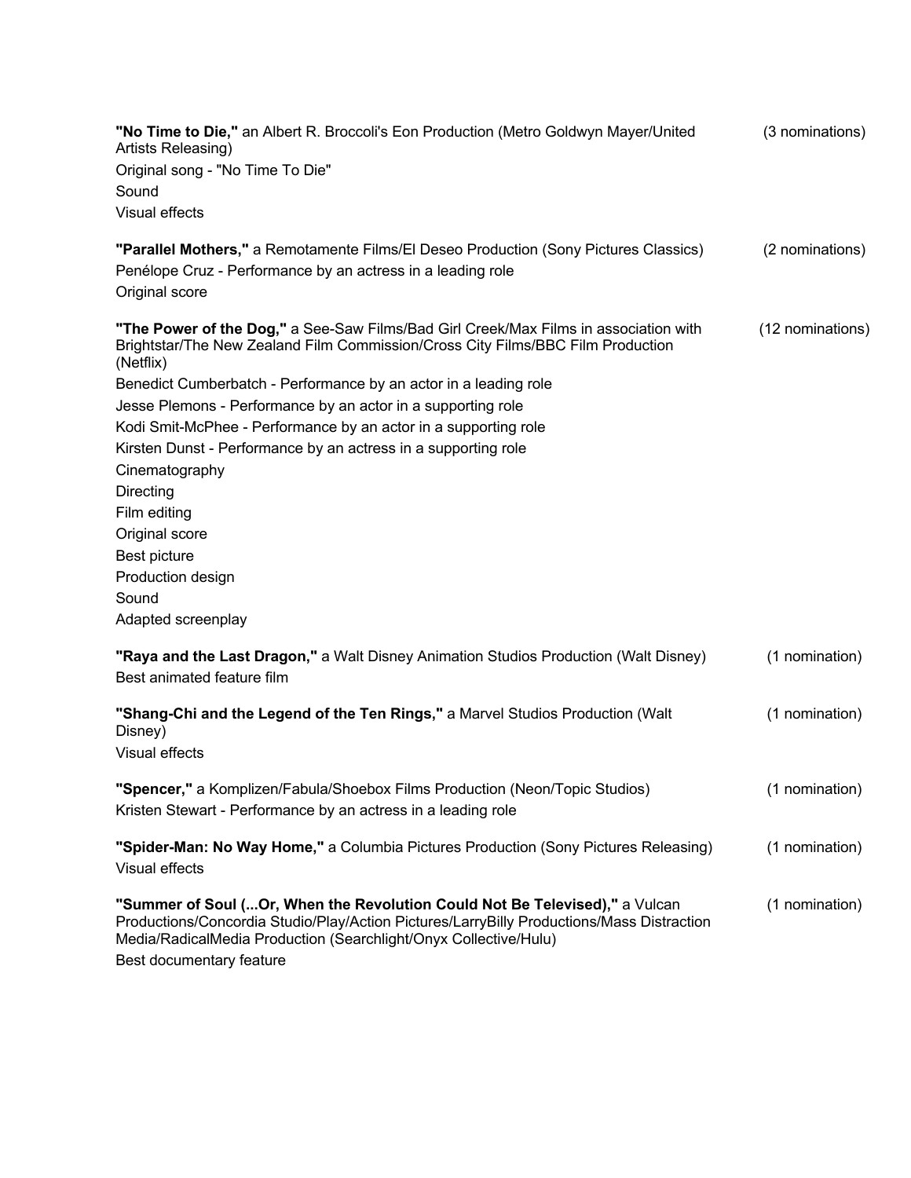**"No Time to Die,"** an Albert R. Broccoli's Eon Production (Metro Goldwyn Mayer/United Artists Releasing) (3 nominations)

Original song - "No Time To Die"
Sound
Visual effects

**"Parallel Mothers,"** a Remotamente Films/El Deseo Production (Sony Pictures Classics) (2 nominations)

Penélope Cruz - Performance by an actress in a leading role
Original score

**"The Power of the Dog,"** a See-Saw Films/Bad Girl Creek/Max Films in association with Brightstar/The New Zealand Film Commission/Cross City Films/BBC Film Production (Netflix) (12 nominations)

Benedict Cumberbatch - Performance by an actor in a leading role
Jesse Plemons - Performance by an actor in a supporting role
Kodi Smit-McPhee - Performance by an actor in a supporting role
Kirsten Dunst - Performance by an actress in a supporting role
Cinematography
Directing
Film editing
Original score
Best picture
Production design
Sound
Adapted screenplay

**"Raya and the Last Dragon,"** a Walt Disney Animation Studios Production (Walt Disney) (1 nomination)

Best animated feature film

**"Shang-Chi and the Legend of the Ten Rings,"** a Marvel Studios Production (Walt Disney) (1 nomination)

Visual effects

**"Spencer,"** a Komplizen/Fabula/Shoebox Films Production (Neon/Topic Studios) (1 nomination)

Kristen Stewart - Performance by an actress in a leading role

**"Spider-Man: No Way Home,"** a Columbia Pictures Production (Sony Pictures Releasing) (1 nomination)

Visual effects

**"Summer of Soul (...Or, When the Revolution Could Not Be Televised),"** a Vulcan Productions/Concordia Studio/Play/Action Pictures/LarryBilly Productions/Mass Distraction Media/RadicalMedia Production (Searchlight/Onyx Collective/Hulu) (1 nomination)

Best documentary feature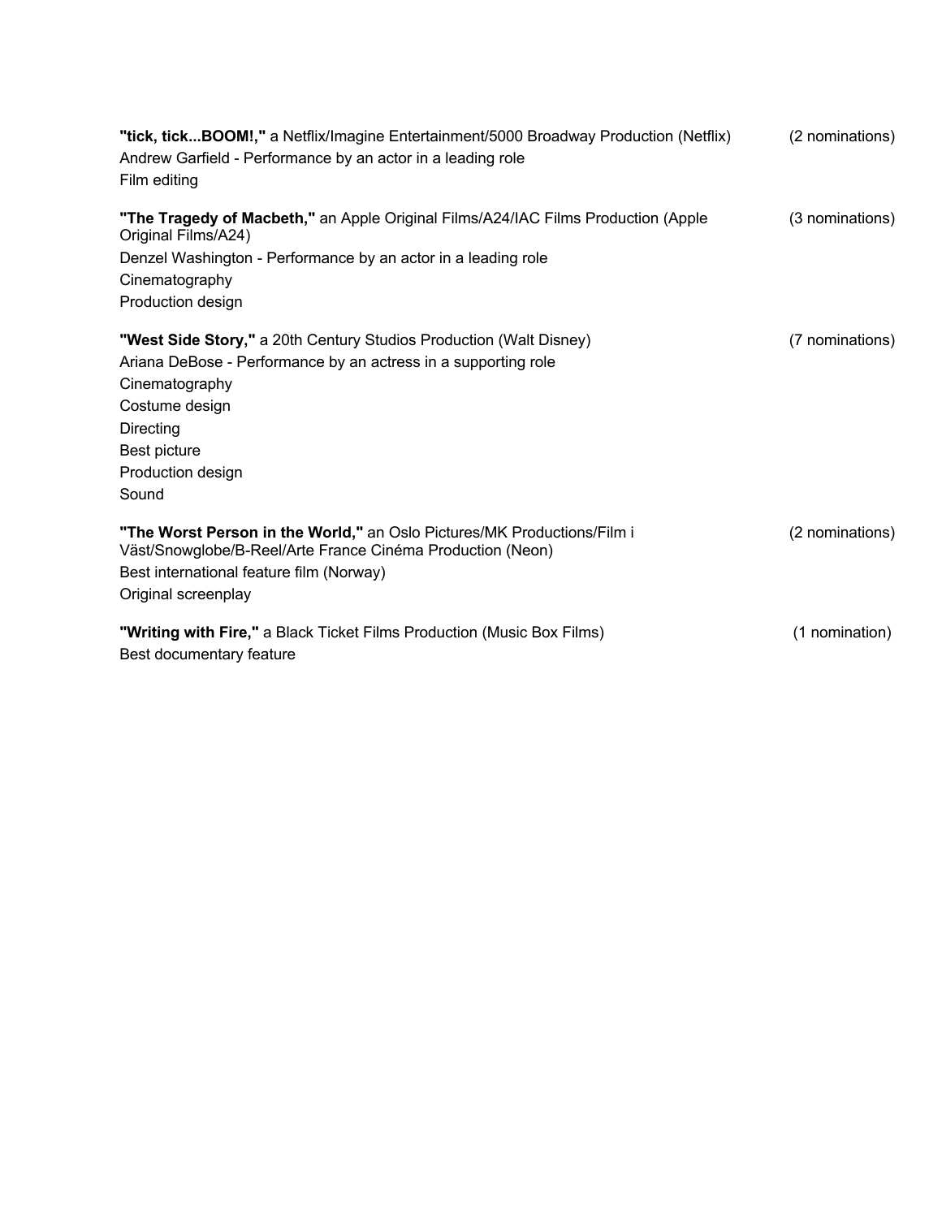**"tick, tick...BOOM!,"** a Netflix/Imagine Entertainment/5000 Broadway Production (Netflix) (2 nominations)
Andrew Garfield - Performance by an actor in a leading role
Film editing

**"The Tragedy of Macbeth,"** an Apple Original Films/A24/IAC Films Production (Apple Original Films/A24) (3 nominations)
Denzel Washington - Performance by an actor in a leading role
Cinematography
Production design

**"West Side Story,"** a 20th Century Studios Production (Walt Disney) (7 nominations)
Ariana DeBose - Performance by an actress in a supporting role
Cinematography
Costume design
Directing
Best picture
Production design
Sound

**"The Worst Person in the World,"** an Oslo Pictures/MK Productions/Film i Väst/Snowglobe/B-Reel/Arte France Cinéma Production (Neon) (2 nominations)
Best international feature film (Norway)
Original screenplay

**"Writing with Fire,"** a Black Ticket Films Production (Music Box Films) (1 nomination)
Best documentary feature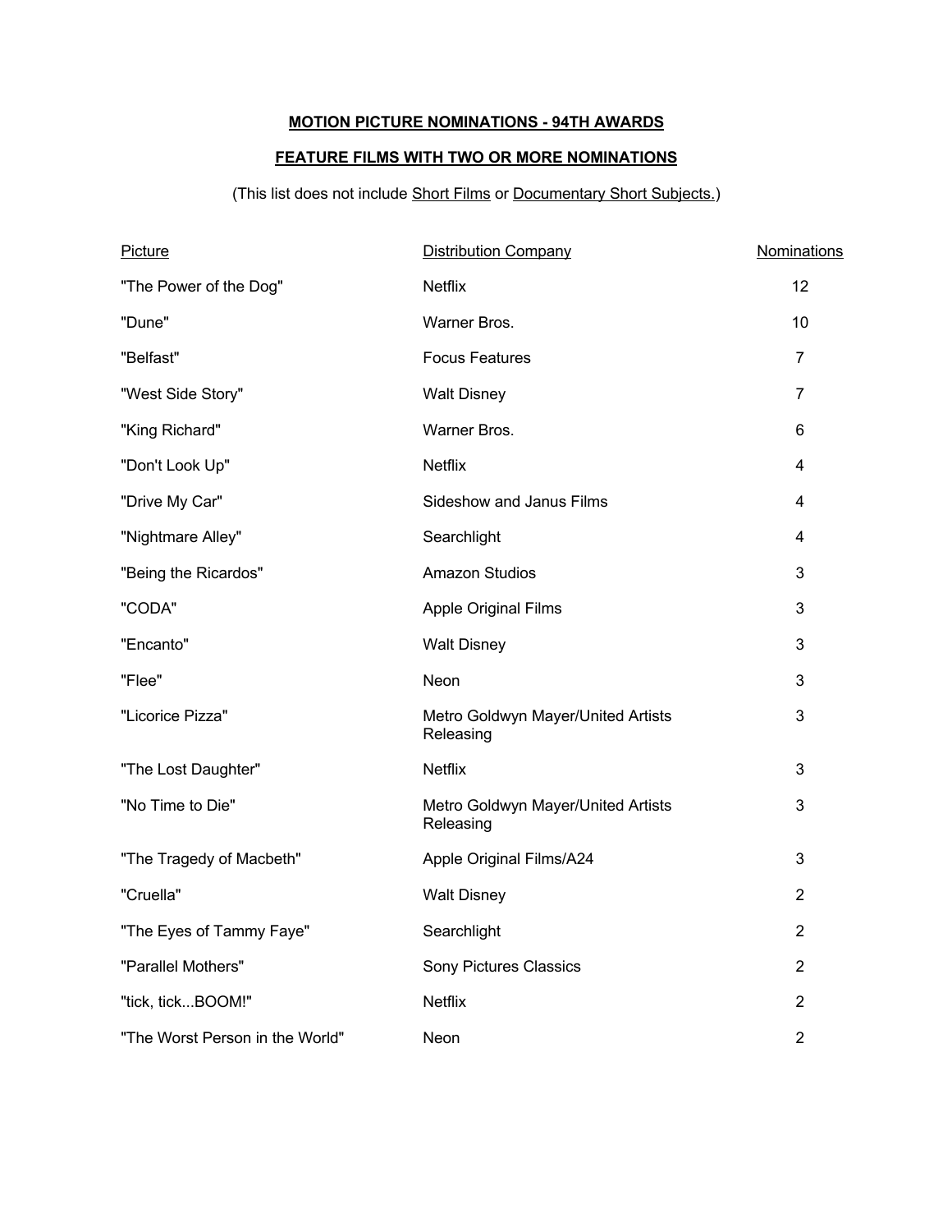## MOTION PICTURE NOMINATIONS - 94TH AWARDS

### FEATURE FILMS WITH TWO OR MORE NOMINATIONS

(This list does not include Short Films or Documentary Short Subjects.)

| Picture | Distribution Company | Nominations |
|---|---|---|
| "The Power of the Dog" | Netflix | 12 |
| "Dune" | Warner Bros. | 10 |
| "Belfast" | Focus Features | 7 |
| "West Side Story" | Walt Disney | 7 |
| "King Richard" | Warner Bros. | 6 |
| "Don't Look Up" | Netflix | 4 |
| "Drive My Car" | Sideshow and Janus Films | 4 |
| "Nightmare Alley" | Searchlight | 4 |
| "Being the Ricardos" | Amazon Studios | 3 |
| "CODA" | Apple Original Films | 3 |
| "Encanto" | Walt Disney | 3 |
| "Flee" | Neon | 3 |
| "Licorice Pizza" | Metro Goldwyn Mayer/United Artists Releasing | 3 |
| "The Lost Daughter" | Netflix | 3 |
| "No Time to Die" | Metro Goldwyn Mayer/United Artists Releasing | 3 |
| "The Tragedy of Macbeth" | Apple Original Films/A24 | 3 |
| "Cruella" | Walt Disney | 2 |
| "The Eyes of Tammy Faye" | Searchlight | 2 |
| "Parallel Mothers" | Sony Pictures Classics | 2 |
| "tick, tick...BOOM!" | Netflix | 2 |
| "The Worst Person in the World" | Neon | 2 |